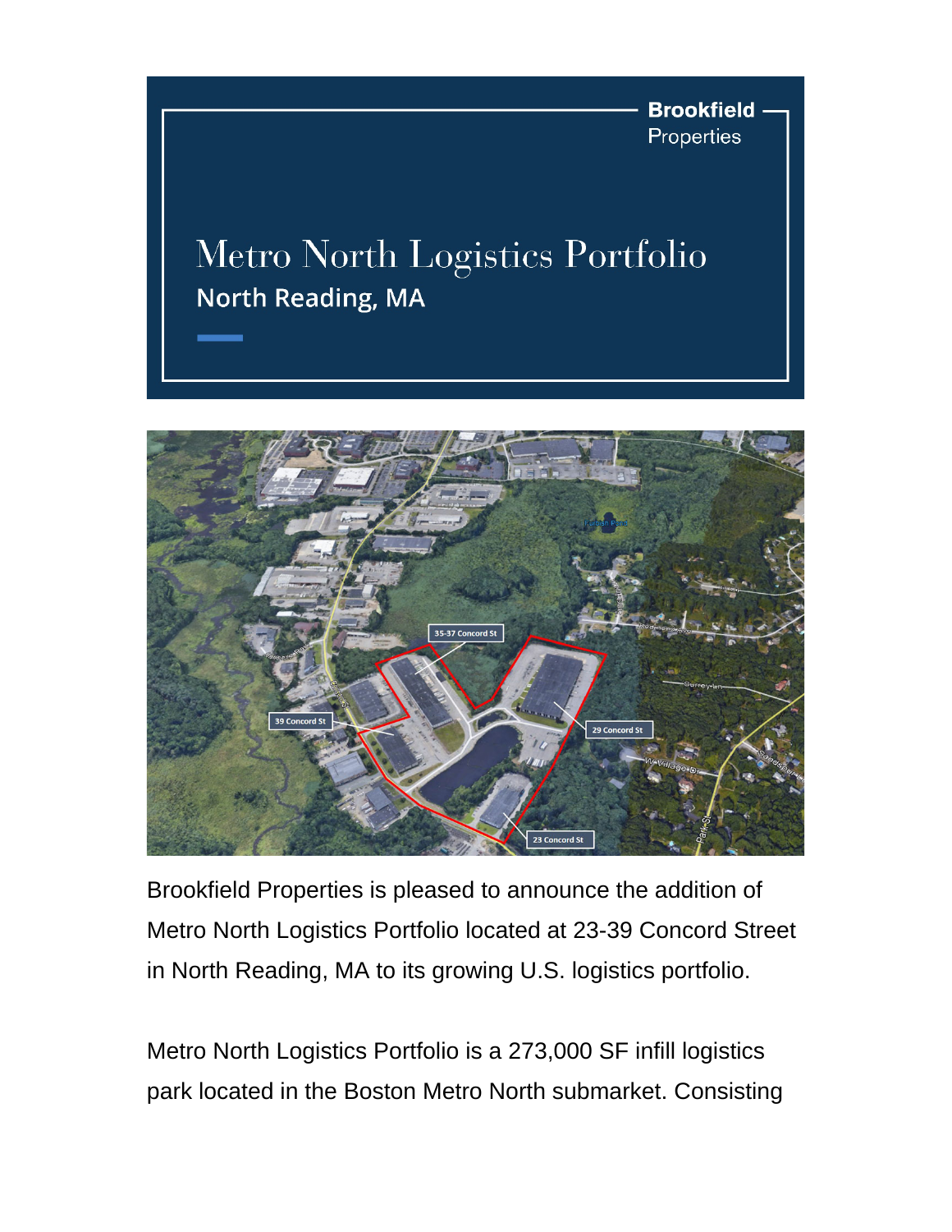Brookfield Properties

# Metro North Logistics Portfolio

## North Reading, MA

Brookfield Properties is pleased to announce the addition of Metro North Logistics Portfolio located at 23-39 Concord Street in North Reading, MA to its growing U.S. logistics portfolio.

Metro North Logistics Portfolio is a 273,000 SF infill logistics park located in the Boston Metro North submarket. Consisting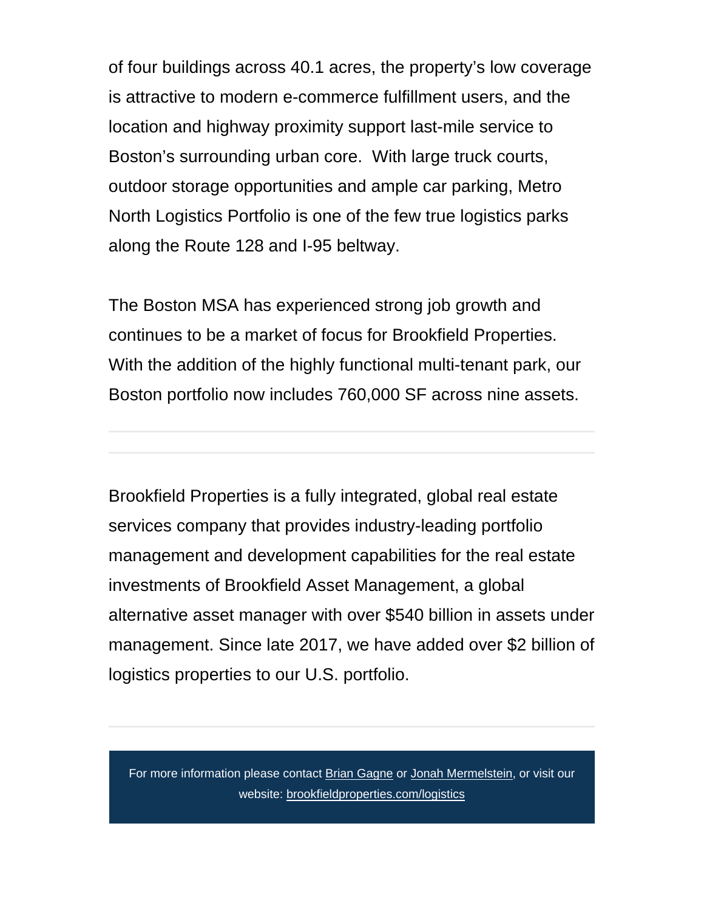of four buildings across 40.1 acres, the property's low coverage is attractive to modern e-commerce fulfillment users, and the location and highway proximity support last-mile service to Boston's surrounding urban core.  With large truck courts, outdoor storage opportunities and ample car parking, Metro North Logistics Portfolio is one of the few true logistics parks along the Route 128 and I-95 beltway.

The Boston MSA has experienced strong job growth and continues to be a market of focus for Brookfield Properties. With the addition of the highly functional multi-tenant park, our Boston portfolio now includes 760,000 SF across nine assets.

---

---

Brookfield Properties is a fully integrated, global real estate services company that provides industry-leading portfolio management and development capabilities for the real estate investments of Brookfield Asset Management, a global alternative asset manager with over $540 billion in assets under management. Since late 2017, we have added over $2 billion of logistics properties to our U.S. portfolio.

---

For more information please contact Brian Gagne or Jonah Mermelstein, or visit our website: brookfieldproperties.com/logistics